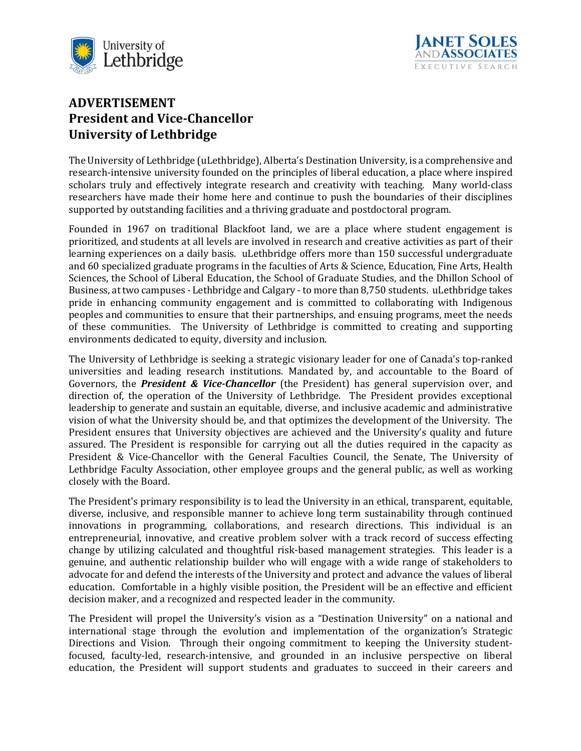# ADVERTISEMENT
# President and Vice-Chancellor
# University of Lethbridge

The University of Lethbridge (uLethbridge), Alberta's Destination University, is a comprehensive and research-intensive university founded on the principles of liberal education, a place where inspired scholars truly and effectively integrate research and creativity with teaching. Many world-class researchers have made their home here and continue to push the boundaries of their disciplines supported by outstanding facilities and a thriving graduate and postdoctoral program.

Founded in 1967 on traditional Blackfoot land, we are a place where student engagement is prioritized, and students at all levels are involved in research and creative activities as part of their learning experiences on a daily basis. uLethbridge offers more than 150 successful undergraduate and 60 specialized graduate programs in the faculties of Arts & Science, Education, Fine Arts, Health Sciences, the School of Liberal Education, the School of Graduate Studies, and the Dhillon School of Business, at two campuses - Lethbridge and Calgary - to more than 8,750 students. uLethbridge takes pride in enhancing community engagement and is committed to collaborating with Indigenous peoples and communities to ensure that their partnerships, and ensuing programs, meet the needs of these communities. The University of Lethbridge is committed to creating and supporting environments dedicated to equity, diversity and inclusion.

The University of Lethbridge is seeking a strategic visionary leader for one of Canada's top-ranked universities and leading research institutions. Mandated by, and accountable to the Board of Governors, the ***President & Vice-Chancellor*** (the President) has general supervision over, and direction of, the operation of the University of Lethbridge. The President provides exceptional leadership to generate and sustain an equitable, diverse, and inclusive academic and administrative vision of what the University should be, and that optimizes the development of the University. The President ensures that University objectives are achieved and the University's quality and future assured. The President is responsible for carrying out all the duties required in the capacity as President & Vice-Chancellor with the General Faculties Council, the Senate, The University of Lethbridge Faculty Association, other employee groups and the general public, as well as working closely with the Board.

The President's primary responsibility is to lead the University in an ethical, transparent, equitable, diverse, inclusive, and responsible manner to achieve long term sustainability through continued innovations in programming, collaborations, and research directions. This individual is an entrepreneurial, innovative, and creative problem solver with a track record of success effecting change by utilizing calculated and thoughtful risk-based management strategies. This leader is a genuine, and authentic relationship builder who will engage with a wide range of stakeholders to advocate for and defend the interests of the University and protect and advance the values of liberal education. Comfortable in a highly visible position, the President will be an effective and efficient decision maker, and a recognized and respected leader in the community.

The President will propel the University's vision as a "Destination University" on a national and international stage through the evolution and implementation of the organization's Strategic Directions and Vision. Through their ongoing commitment to keeping the University student-focused, faculty-led, research-intensive, and grounded in an inclusive perspective on liberal education, the President will support students and graduates to succeed in their careers and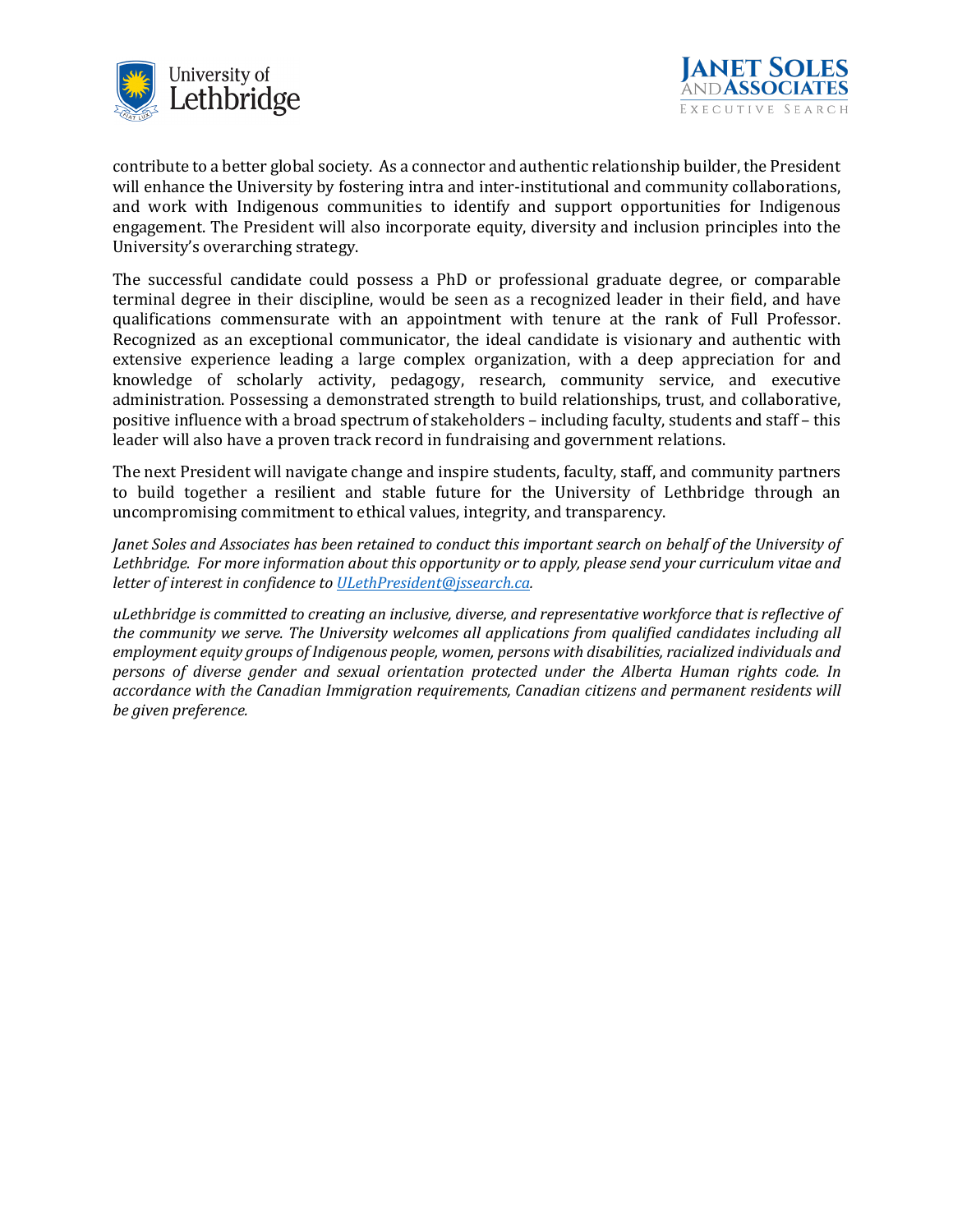contribute to a better global society. As a connector and authentic relationship builder, the President will enhance the University by fostering intra and inter-institutional and community collaborations, and work with Indigenous communities to identify and support opportunities for Indigenous engagement. The President will also incorporate equity, diversity and inclusion principles into the University's overarching strategy.

The successful candidate could possess a PhD or professional graduate degree, or comparable terminal degree in their discipline, would be seen as a recognized leader in their field, and have qualifications commensurate with an appointment with tenure at the rank of Full Professor. Recognized as an exceptional communicator, the ideal candidate is visionary and authentic with extensive experience leading a large complex organization, with a deep appreciation for and knowledge of scholarly activity, pedagogy, research, community service, and executive administration. Possessing a demonstrated strength to build relationships, trust, and collaborative, positive influence with a broad spectrum of stakeholders – including faculty, students and staff – this leader will also have a proven track record in fundraising and government relations.

The next President will navigate change and inspire students, faculty, staff, and community partners to build together a resilient and stable future for the University of Lethbridge through an uncompromising commitment to ethical values, integrity, and transparency.

*Janet Soles and Associates has been retained to conduct this important search on behalf of the University of Lethbridge. For more information about this opportunity or to apply, please send your curriculum vitae and letter of interest in confidence to [ULethPresident@jssearch.ca](mailto:ULethPresident@jssearch.ca).*

*uLethbridge is committed to creating an inclusive, diverse, and representative workforce that is reflective of the community we serve. The University welcomes all applications from qualified candidates including all employment equity groups of Indigenous people, women, persons with disabilities, racialized individuals and persons of diverse gender and sexual orientation protected under the Alberta Human rights code. In accordance with the Canadian Immigration requirements, Canadian citizens and permanent residents will be given preference.*